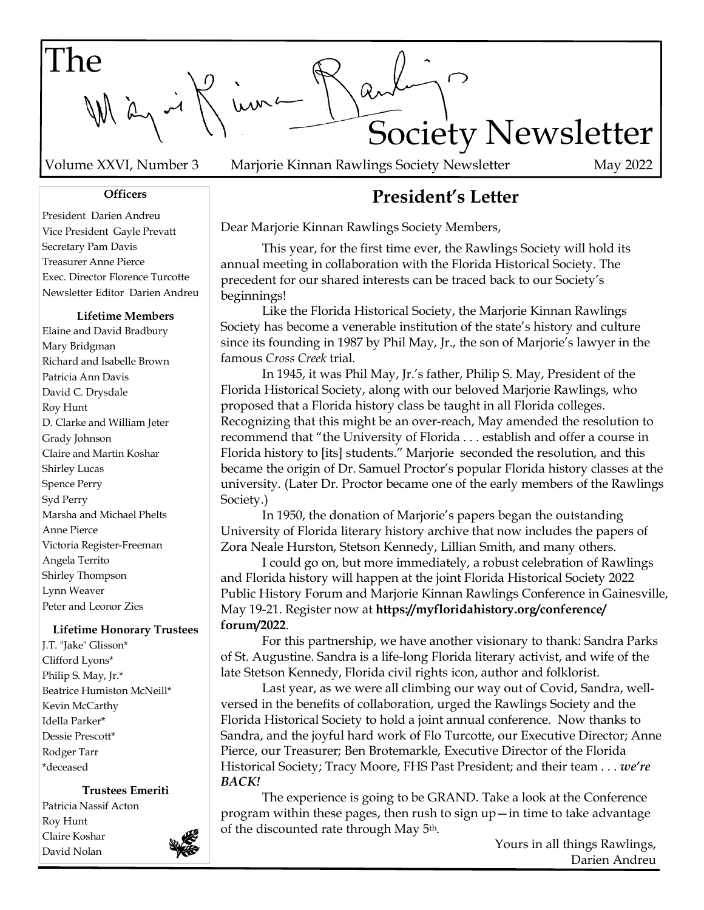# The Marjorie Kinnan Rawlings Society Newsletter

Volume XXVI, Number 3 Marjorie Kinnan Rawlings Society Newsletter May 2022

**Officers**

President Darien Andreu
Vice President Gayle Prevatt
Secretary Pam Davis
Treasurer Anne Pierce
Exec. Director Florence Turcotte
Newsletter Editor Darien Andreu

**Lifetime Members**

Elaine and David Bradbury
Mary Bridgman
Richard and Isabelle Brown
Patricia Ann Davis
David C. Drysdale
Roy Hunt
D. Clarke and William Jeter
Grady Johnson
Claire and Martin Koshar
Shirley Lucas
Spence Perry
Syd Perry
Marsha and Michael Phelts
Anne Pierce
Victoria Register-Freeman
Angela Territo
Shirley Thompson
Lynn Weaver
Peter and Leonor Zies

**Lifetime Honorary Trustees**

J.T. "Jake" Glisson*
Clifford Lyons*
Philip S. May, Jr.*
Beatrice Humiston McNeill*
Kevin McCarthy
Idella Parker*
Dessie Prescott*
Rodger Tarr
*deceased

**Trustees Emeriti**

Patricia Nassif Acton
Roy Hunt
Claire Koshar
David Nolan

## President's Letter

Dear Marjorie Kinnan Rawlings Society Members,

This year, for the first time ever, the Rawlings Society will hold its annual meeting in collaboration with the Florida Historical Society. The precedent for our shared interests can be traced back to our Society's beginnings!

Like the Florida Historical Society, the Marjorie Kinnan Rawlings Society has become a venerable institution of the state's history and culture since its founding in 1987 by Phil May, Jr., the son of Marjorie's lawyer in the famous *Cross Creek* trial.

In 1945, it was Phil May, Jr.'s father, Philip S. May, President of the Florida Historical Society, along with our beloved Marjorie Rawlings, who proposed that a Florida history class be taught in all Florida colleges. Recognizing that this might be an over-reach, May amended the resolution to recommend that "the University of Florida . . . establish and offer a course in Florida history to [its] students." Marjorie seconded the resolution, and this became the origin of Dr. Samuel Proctor's popular Florida history classes at the university. (Later Dr. Proctor became one of the early members of the Rawlings Society.)

In 1950, the donation of Marjorie's papers began the outstanding University of Florida literary history archive that now includes the papers of Zora Neale Hurston, Stetson Kennedy, Lillian Smith, and many others.

I could go on, but more immediately, a robust celebration of Rawlings and Florida history will happen at the joint Florida Historical Society 2022 Public History Forum and Marjorie Kinnan Rawlings Conference in Gainesville, May 19-21. Register now at **https://myfloridahistory.org/conference/forum/2022**.

For this partnership, we have another visionary to thank: Sandra Parks of St. Augustine. Sandra is a life-long Florida literary activist, and wife of the late Stetson Kennedy, Florida civil rights icon, author and folklorist.

Last year, as we were all climbing our way out of Covid, Sandra, well-versed in the benefits of collaboration, urged the Rawlings Society and the Florida Historical Society to hold a joint annual conference. Now thanks to Sandra, and the joyful hard work of Flo Turcotte, our Executive Director; Anne Pierce, our Treasurer; Ben Brotemarkle, Executive Director of the Florida Historical Society; Tracy Moore, FHS Past President; and their team . . . ***we're BACK!***

The experience is going to be GRAND. Take a look at the Conference program within these pages, then rush to sign up—in time to take advantage of the discounted rate through May 5th.

Yours in all things Rawlings,
Darien Andreu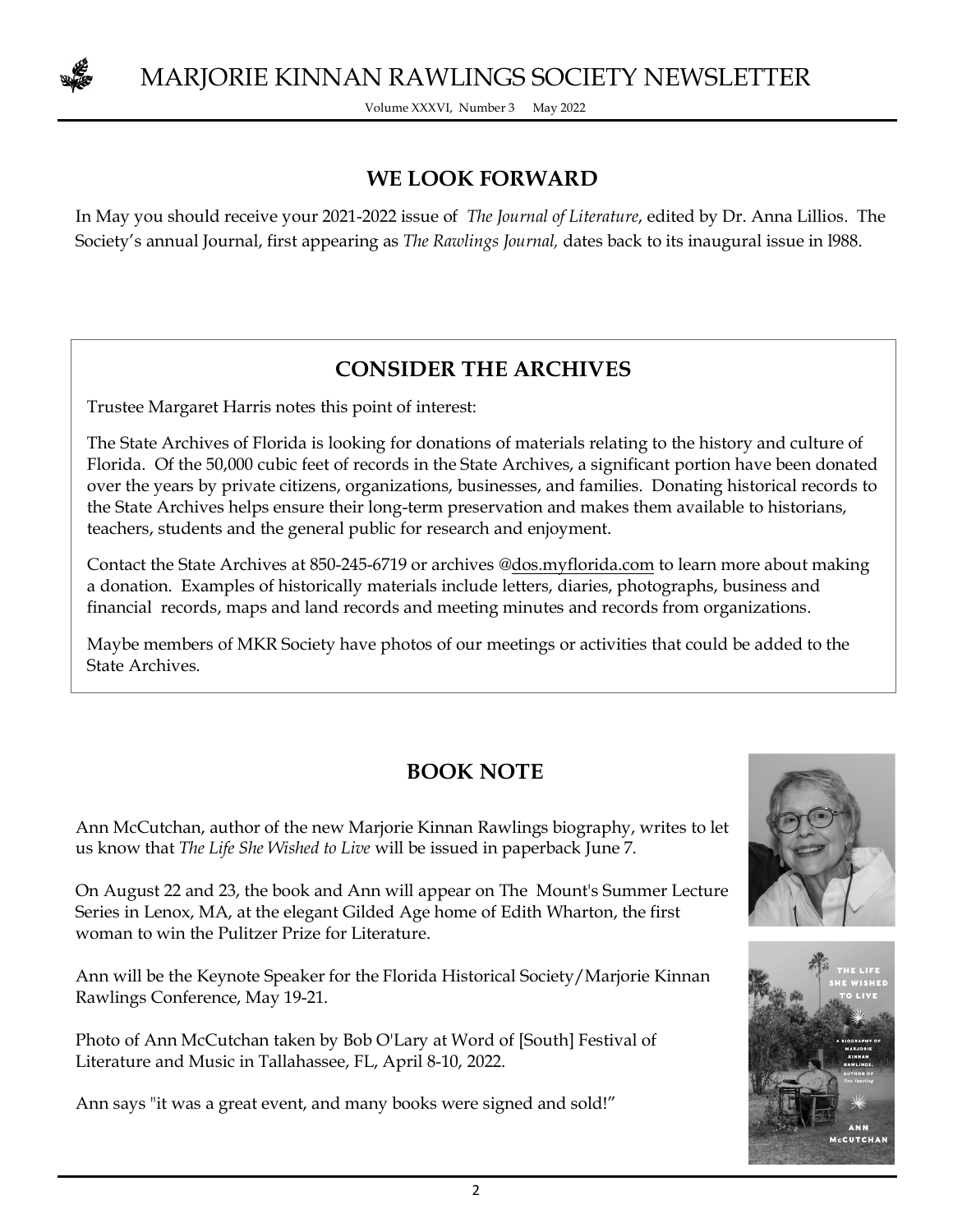## WE LOOK FORWARD

In May you should receive your 2021-2022 issue of *The Journal of Literature*, edited by Dr. Anna Lillios. The Society's annual Journal, first appearing as *The Rawlings Journal,* dates back to its inaugural issue in l988.

## CONSIDER THE ARCHIVES

Trustee Margaret Harris notes this point of interest:

The State Archives of Florida is looking for donations of materials relating to the history and culture of Florida. Of the 50,000 cubic feet of records in the State Archives, a significant portion have been donated over the years by private citizens, organizations, businesses, and families. Donating historical records to the State Archives helps ensure their long-term preservation and makes them available to historians, teachers, students and the general public for research and enjoyment.

Contact the State Archives at 850-245-6719 or archives @dos.myflorida.com to learn more about making a donation. Examples of historically materials include letters, diaries, photographs, business and financial records, maps and land records and meeting minutes and records from organizations.

Maybe members of MKR Society have photos of our meetings or activities that could be added to the State Archives.

## BOOK NOTE

Ann McCutchan, author of the new Marjorie Kinnan Rawlings biography, writes to let us know that *The Life She Wished to Live* will be issued in paperback June 7.

On August 22 and 23, the book and Ann will appear on The Mount's Summer Lecture Series in Lenox, MA, at the elegant Gilded Age home of Edith Wharton, the first woman to win the Pulitzer Prize for Literature.

Ann will be the Keynote Speaker for the Florida Historical Society/Marjorie Kinnan Rawlings Conference, May 19-21.

Photo of Ann McCutchan taken by Bob O'Lary at Word of [South] Festival of Literature and Music in Tallahassee, FL, April 8-10, 2022.

Ann says "it was a great event, and many books were signed and sold!"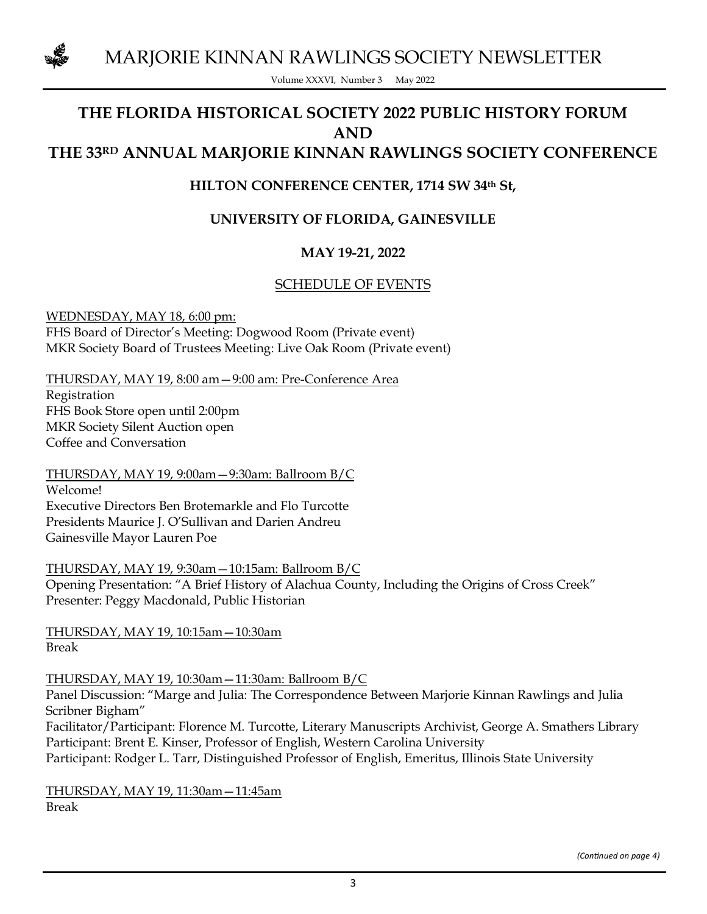# THE FLORIDA HISTORICAL SOCIETY 2022 PUBLIC HISTORY FORUM AND THE 33RD ANNUAL MARJORIE KINNAN RAWLINGS SOCIETY CONFERENCE

### HILTON CONFERENCE CENTER, 1714 SW 34th St,

### UNIVERSITY OF FLORIDA, GAINESVILLE

### MAY 19-21, 2022

SCHEDULE OF EVENTS

WEDNESDAY, MAY 18, 6:00 pm:
FHS Board of Director's Meeting: Dogwood Room (Private event)
MKR Society Board of Trustees Meeting: Live Oak Room (Private event)

THURSDAY, MAY 19, 8:00 am—9:00 am: Pre-Conference Area
Registration
FHS Book Store open until 2:00pm
MKR Society Silent Auction open
Coffee and Conversation

THURSDAY, MAY 19, 9:00am—9:30am: Ballroom B/C
Welcome!
Executive Directors Ben Brotemarkle and Flo Turcotte
Presidents Maurice J. O'Sullivan and Darien Andreu
Gainesville Mayor Lauren Poe

THURSDAY, MAY 19, 9:30am—10:15am: Ballroom B/C
Opening Presentation: "A Brief History of Alachua County, Including the Origins of Cross Creek"
Presenter: Peggy Macdonald, Public Historian

THURSDAY, MAY 19, 10:15am—10:30am
Break

THURSDAY, MAY 19, 10:30am—11:30am: Ballroom B/C
Panel Discussion: "Marge and Julia: The Correspondence Between Marjorie Kinnan Rawlings and Julia Scribner Bigham"
Facilitator/Participant: Florence M. Turcotte, Literary Manuscripts Archivist, George A. Smathers Library
Participant: Brent E. Kinser, Professor of English, Western Carolina University
Participant: Rodger L. Tarr, Distinguished Professor of English, Emeritus, Illinois State University

THURSDAY, MAY 19, 11:30am—11:45am
Break

*(Continued on page 4)*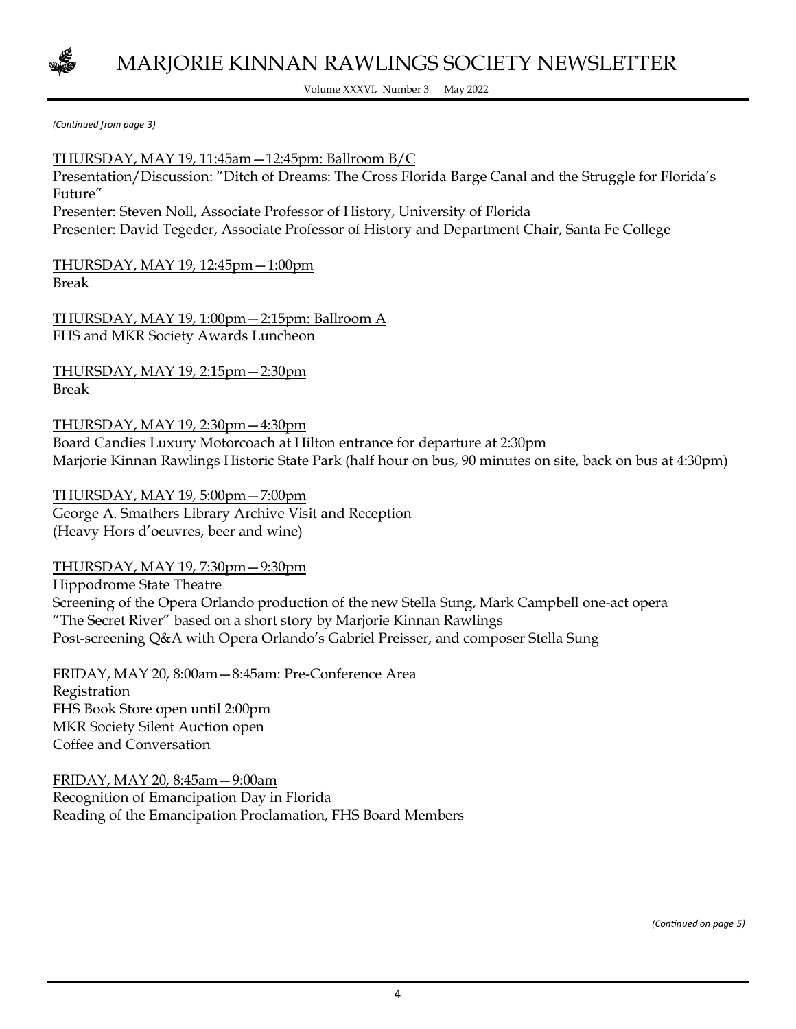*(Continued from page 3)*

THURSDAY, MAY 19, 11:45am—12:45pm: Ballroom B/C
Presentation/Discussion: "Ditch of Dreams: The Cross Florida Barge Canal and the Struggle for Florida's Future"
Presenter: Steven Noll, Associate Professor of History, University of Florida
Presenter: David Tegeder, Associate Professor of History and Department Chair, Santa Fe College

THURSDAY, MAY 19, 12:45pm—1:00pm
Break

THURSDAY, MAY 19, 1:00pm—2:15pm: Ballroom A
FHS and MKR Society Awards Luncheon

THURSDAY, MAY 19, 2:15pm—2:30pm
Break

THURSDAY, MAY 19, 2:30pm—4:30pm
Board Candies Luxury Motorcoach at Hilton entrance for departure at 2:30pm
Marjorie Kinnan Rawlings Historic State Park (half hour on bus, 90 minutes on site, back on bus at 4:30pm)

THURSDAY, MAY 19, 5:00pm—7:00pm
George A. Smathers Library Archive Visit and Reception
(Heavy Hors d'oeuvres, beer and wine)

THURSDAY, MAY 19, 7:30pm—9:30pm
Hippodrome State Theatre
Screening of the Opera Orlando production of the new Stella Sung, Mark Campbell one-act opera "The Secret River" based on a short story by Marjorie Kinnan Rawlings
Post-screening Q&A with Opera Orlando's Gabriel Preisser, and composer Stella Sung

FRIDAY, MAY 20, 8:00am—8:45am: Pre-Conference Area
Registration
FHS Book Store open until 2:00pm
MKR Society Silent Auction open
Coffee and Conversation

FRIDAY, MAY 20, 8:45am—9:00am
Recognition of Emancipation Day in Florida
Reading of the Emancipation Proclamation, FHS Board Members

*(Continued on page 5)*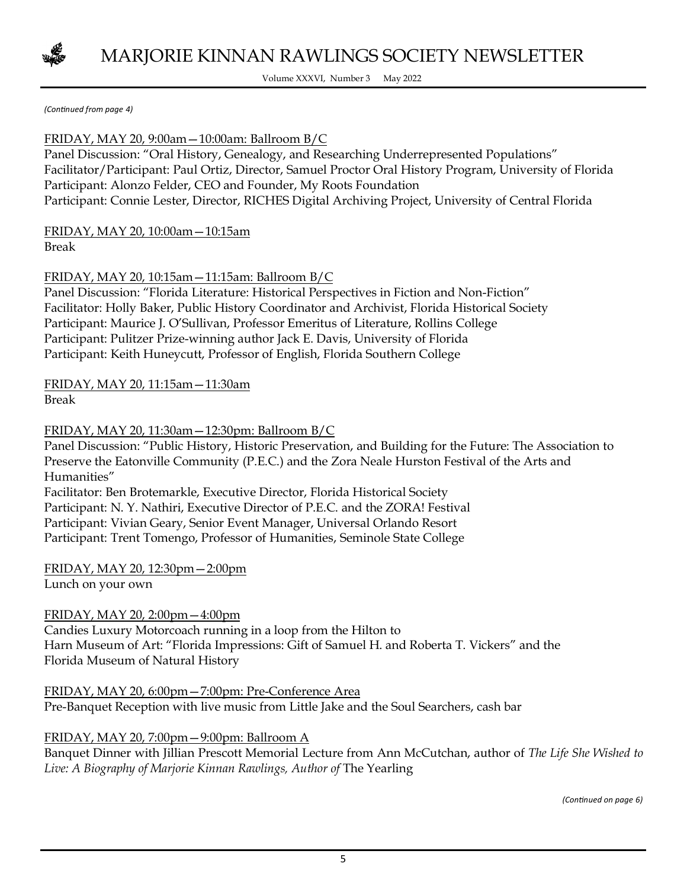*(Continued from page 4)*

<u>FRIDAY, MAY 20, 9:00am—10:00am: Ballroom B/C</u>
Panel Discussion: "Oral History, Genealogy, and Researching Underrepresented Populations"
Facilitator/Participant: Paul Ortiz, Director, Samuel Proctor Oral History Program, University of Florida
Participant: Alonzo Felder, CEO and Founder, My Roots Foundation
Participant: Connie Lester, Director, RICHES Digital Archiving Project, University of Central Florida

<u>FRIDAY, MAY 20, 10:00am—10:15am</u>
Break

<u>FRIDAY, MAY 20, 10:15am—11:15am: Ballroom B/C</u>
Panel Discussion: "Florida Literature: Historical Perspectives in Fiction and Non-Fiction"
Facilitator: Holly Baker, Public History Coordinator and Archivist, Florida Historical Society
Participant: Maurice J. O'Sullivan, Professor Emeritus of Literature, Rollins College
Participant: Pulitzer Prize-winning author Jack E. Davis, University of Florida
Participant: Keith Huneycutt, Professor of English, Florida Southern College

<u>FRIDAY, MAY 20, 11:15am—11:30am</u>
Break

<u>FRIDAY, MAY 20, 11:30am—12:30pm: Ballroom B/C</u>
Panel Discussion: "Public History, Historic Preservation, and Building for the Future: The Association to Preserve the Eatonville Community (P.E.C.) and the Zora Neale Hurston Festival of the Arts and Humanities"
Facilitator: Ben Brotemarkle, Executive Director, Florida Historical Society
Participant: N. Y. Nathiri, Executive Director of P.E.C. and the ZORA! Festival
Participant: Vivian Geary, Senior Event Manager, Universal Orlando Resort
Participant: Trent Tomengo, Professor of Humanities, Seminole State College

<u>FRIDAY, MAY 20, 12:30pm—2:00pm</u>
Lunch on your own

<u>FRIDAY, MAY 20, 2:00pm—4:00pm</u>
Candies Luxury Motorcoach running in a loop from the Hilton to
Harn Museum of Art: "Florida Impressions: Gift of Samuel H. and Roberta T. Vickers" and the
Florida Museum of Natural History

<u>FRIDAY, MAY 20, 6:00pm—7:00pm: Pre-Conference Area</u>
Pre-Banquet Reception with live music from Little Jake and the Soul Searchers, cash bar

<u>FRIDAY, MAY 20, 7:00pm—9:00pm: Ballroom A</u>
Banquet Dinner with Jillian Prescott Memorial Lecture from Ann McCutchan, author of *The Life She Wished to Live: A Biography of Marjorie Kinnan Rawlings, Author of* The Yearling

*(Continued on page 6)*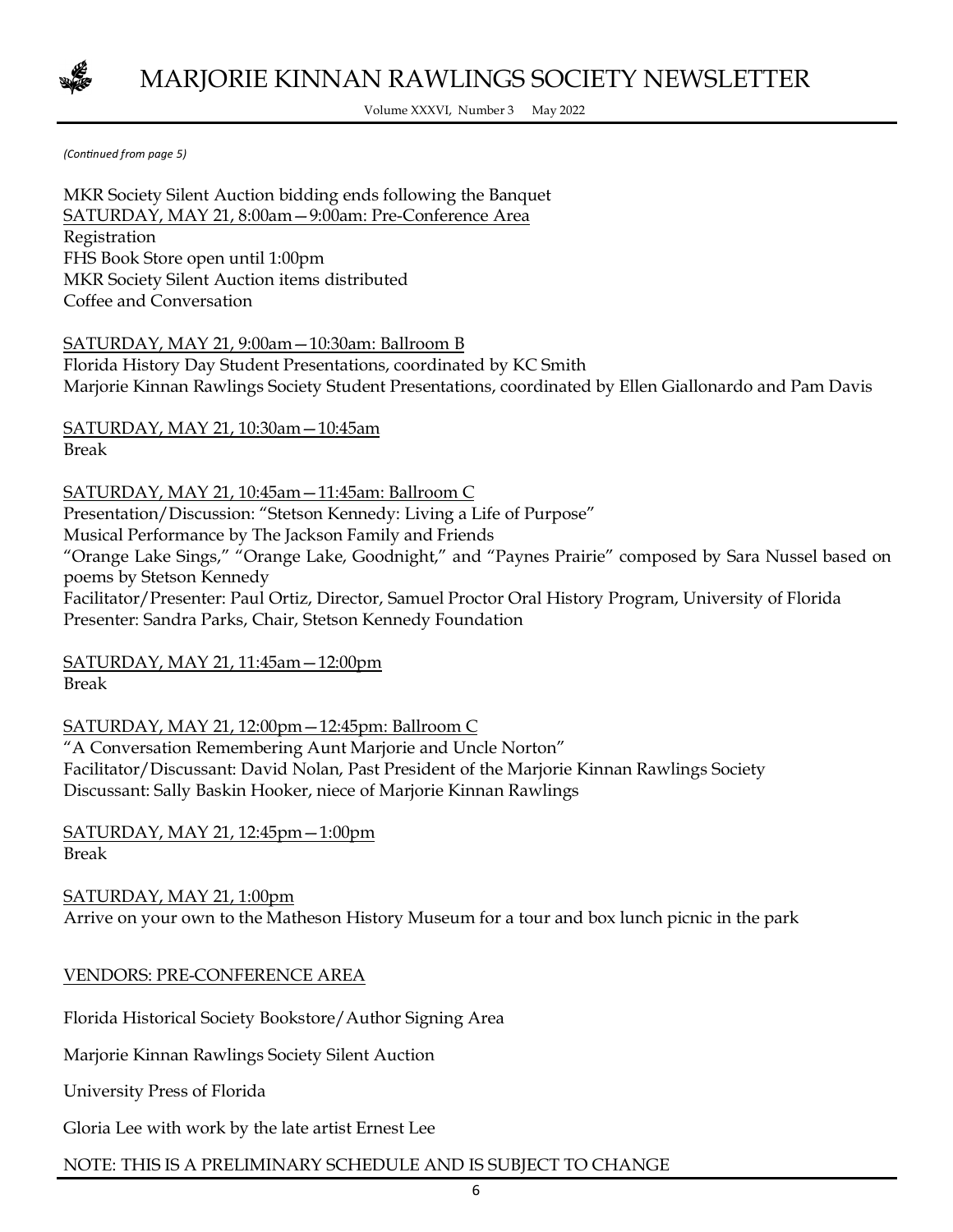*(Continued from page 5)*

MKR Society Silent Auction bidding ends following the Banquet

<u>SATURDAY, MAY 21, 8:00am—9:00am: Pre-Conference Area</u>

Registration

FHS Book Store open until 1:00pm

MKR Society Silent Auction items distributed

Coffee and Conversation

<u>SATURDAY, MAY 21, 9:00am—10:30am: Ballroom B</u>

Florida History Day Student Presentations, coordinated by KC Smith

Marjorie Kinnan Rawlings Society Student Presentations, coordinated by Ellen Giallonardo and Pam Davis

<u>SATURDAY, MAY 21, 10:30am—10:45am</u>

Break

<u>SATURDAY, MAY 21, 10:45am—11:45am: Ballroom C</u>

Presentation/Discussion: "Stetson Kennedy: Living a Life of Purpose"

Musical Performance by The Jackson Family and Friends

"Orange Lake Sings," "Orange Lake, Goodnight," and "Paynes Prairie" composed by Sara Nussel based on poems by Stetson Kennedy

Facilitator/Presenter: Paul Ortiz, Director, Samuel Proctor Oral History Program, University of Florida

Presenter: Sandra Parks, Chair, Stetson Kennedy Foundation

<u>SATURDAY, MAY 21, 11:45am—12:00pm</u>

Break

<u>SATURDAY, MAY 21, 12:00pm—12:45pm: Ballroom C</u>

"A Conversation Remembering Aunt Marjorie and Uncle Norton"

Facilitator/Discussant: David Nolan, Past President of the Marjorie Kinnan Rawlings Society

Discussant: Sally Baskin Hooker, niece of Marjorie Kinnan Rawlings

<u>SATURDAY, MAY 21, 12:45pm—1:00pm</u>

Break

<u>SATURDAY, MAY 21, 1:00pm</u>

Arrive on your own to the Matheson History Museum for a tour and box lunch picnic in the park

<u>VENDORS: PRE-CONFERENCE AREA</u>

Florida Historical Society Bookstore/Author Signing Area

Marjorie Kinnan Rawlings Society Silent Auction

University Press of Florida

Gloria Lee with work by the late artist Ernest Lee

NOTE: THIS IS A PRELIMINARY SCHEDULE AND IS SUBJECT TO CHANGE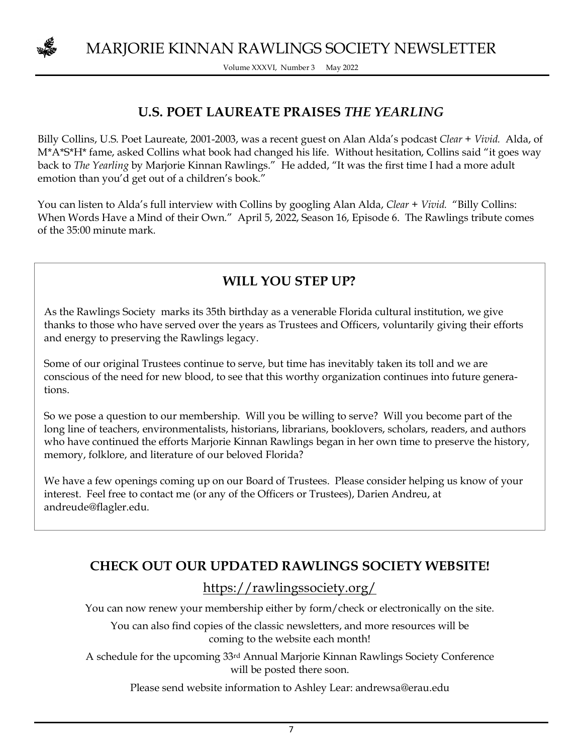## U.S. POET LAUREATE PRAISES *THE YEARLING*

Billy Collins, U.S. Poet Laureate, 2001-2003, was a recent guest on Alan Alda's podcast *Clear + Vivid.* Alda, of M*A*S*H* fame, asked Collins what book had changed his life. Without hesitation, Collins said "it goes way back to *The Yearling* by Marjorie Kinnan Rawlings." He added, "It was the first time I had a more adult emotion than you'd get out of a children's book."

You can listen to Alda's full interview with Collins by googling Alan Alda, *Clear + Vivid.* "Billy Collins: When Words Have a Mind of their Own." April 5, 2022, Season 16, Episode 6. The Rawlings tribute comes of the 35:00 minute mark.

## WILL YOU STEP UP?

As the Rawlings Society marks its 35th birthday as a venerable Florida cultural institution, we give thanks to those who have served over the years as Trustees and Officers, voluntarily giving their efforts and energy to preserving the Rawlings legacy.

Some of our original Trustees continue to serve, but time has inevitably taken its toll and we are conscious of the need for new blood, to see that this worthy organization continues into future generations.

So we pose a question to our membership. Will you be willing to serve? Will you become part of the long line of teachers, environmentalists, historians, librarians, booklovers, scholars, readers, and authors who have continued the efforts Marjorie Kinnan Rawlings began in her own time to preserve the history, memory, folklore, and literature of our beloved Florida?

We have a few openings coming up on our Board of Trustees. Please consider helping us know of your interest. Feel free to contact me (or any of the Officers or Trustees), Darien Andreu, at andreude@flagler.edu.

## CHECK OUT OUR UPDATED RAWLINGS SOCIETY WEBSITE!

https://rawlingssociety.org/

You can now renew your membership either by form/check or electronically on the site.

You can also find copies of the classic newsletters, and more resources will be coming to the website each month!

A schedule for the upcoming 33rd Annual Marjorie Kinnan Rawlings Society Conference will be posted there soon.

Please send website information to Ashley Lear: andrewsa@erau.edu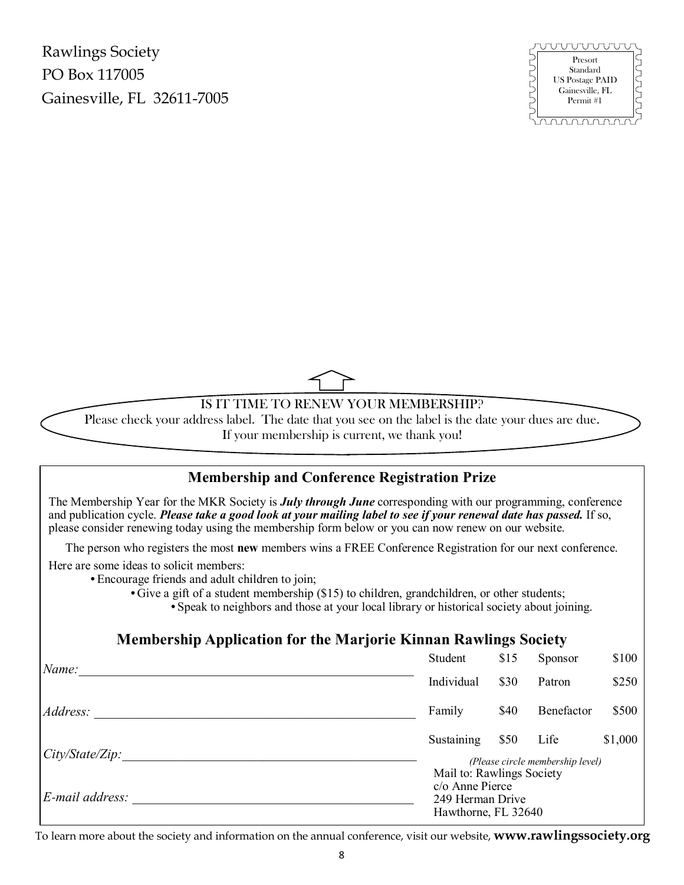Rawlings Society
PO Box 117005
Gainesville, FL 32611-7005

Presort
Standard
US Postage PAID
Gainesville, FL
Permit #1

IS IT TIME TO RENEW YOUR MEMBERSHIP?
Please check your address label. The date that you see on the label is the date your dues are due.
If your membership is current, we thank you!

## Membership and Conference Registration Prize

The Membership Year for the MKR Society is ***July through June*** corresponding with our programming, conference and publication cycle. ***Please take a good look at your mailing label to see if your renewal date has passed.*** If so, please consider renewing today using the membership form below or you can now renew on our website.

The person who registers the most **new** members wins a FREE Conference Registration for our next conference.

Here are some ideas to solicit members:

- Encourage friends and adult children to join;
- Give a gift of a student membership ($15) to children, grandchildren, or other students;
- Speak to neighbors and those at your local library or historical society about joining.

## Membership Application for the Marjorie Kinnan Rawlings Society

*Name:* ______________________________

*Address:* ______________________________

*City/State/Zip:* ______________________________

*E-mail address:* ______________________________

| | | | |
|---|---|---|---|
| Student | $15 | Sponsor | $100 |
| Individual | $30 | Patron | $250 |
| Family | $40 | Benefactor | $500 |
| Sustaining | $50 | Life | $1,000 |

*(Please circle membership level)*

Mail to: Rawlings Society
c/o Anne Pierce
249 Herman Drive
Hawthorne, FL 32640

To learn more about the society and information on the annual conference, visit our website, **www.rawlingssociety.org**